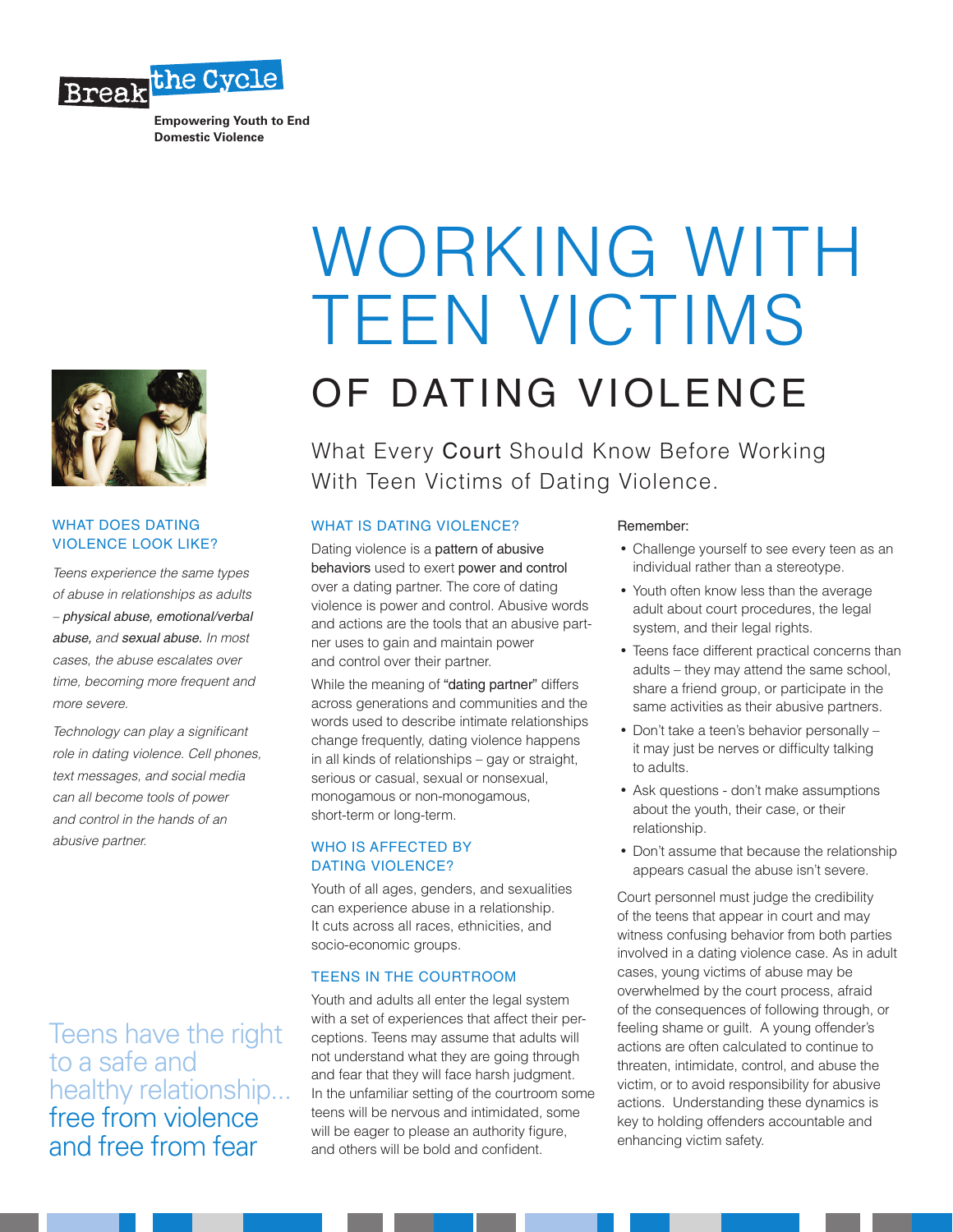Break the Cycle

**Empowering Youth to End Domestic Violence**

# WORKING WITH TEEN VICTIMS

## OF DATING VIOLENCE

What Every **Court** Should Know Before Working With Teen Victims of Dating Violence.

### WHAT DOES DATING VIOLENCE LOOK LIKE?

*Teens experience the same types of abuse in relationships as adults – **physical abuse, emotional/verbal abuse,** and **sexual abuse.** In most cases, the abuse escalates over time, becoming more frequent and more severe.*

*Technology can play a significant role in dating violence. Cell phones, text messages, and social media can all become tools of power and control in the hands of an abusive partner.*

Teens have the right to a safe and healthy relationship... free from violence and free from fear

### WHAT IS DATING VIOLENCE?

Dating violence is a pattern of abusive behaviors used to exert power and control over a dating partner. The core of dating violence is power and control. Abusive words and actions are the tools that an abusive partner uses to gain and maintain power and control over their partner.

While the meaning of "dating partner" differs across generations and communities and the words used to describe intimate relationships change frequently, dating violence happens in all kinds of relationships – gay or straight, serious or casual, sexual or nonsexual, monogamous or non-monogamous, short-term or long-term.

### WHO IS AFFECTED BY DATING VIOLENCE?

Youth of all ages, genders, and sexualities can experience abuse in a relationship. It cuts across all races, ethnicities, and socio-economic groups.

### TEENS IN THE COURTROOM

Youth and adults all enter the legal system with a set of experiences that affect their perceptions. Teens may assume that adults will not understand what they are going through and fear that they will face harsh judgment. In the unfamiliar setting of the courtroom some teens will be nervous and intimidated, some will be eager to please an authority figure, and others will be bold and confident.

Remember:

- Challenge yourself to see every teen as an individual rather than a stereotype.
- Youth often know less than the average adult about court procedures, the legal system, and their legal rights.
- Teens face different practical concerns than adults – they may attend the same school, share a friend group, or participate in the same activities as their abusive partners.
- Don't take a teen's behavior personally – it may just be nerves or difficulty talking to adults.
- Ask questions - don't make assumptions about the youth, their case, or their relationship.
- Don't assume that because the relationship appears casual the abuse isn't severe.

Court personnel must judge the credibility of the teens that appear in court and may witness confusing behavior from both parties involved in a dating violence case. As in adult cases, young victims of abuse may be overwhelmed by the court process, afraid of the consequences of following through, or feeling shame or guilt. A young offender's actions are often calculated to continue to threaten, intimidate, control, and abuse the victim, or to avoid responsibility for abusive actions. Understanding these dynamics is key to holding offenders accountable and enhancing victim safety.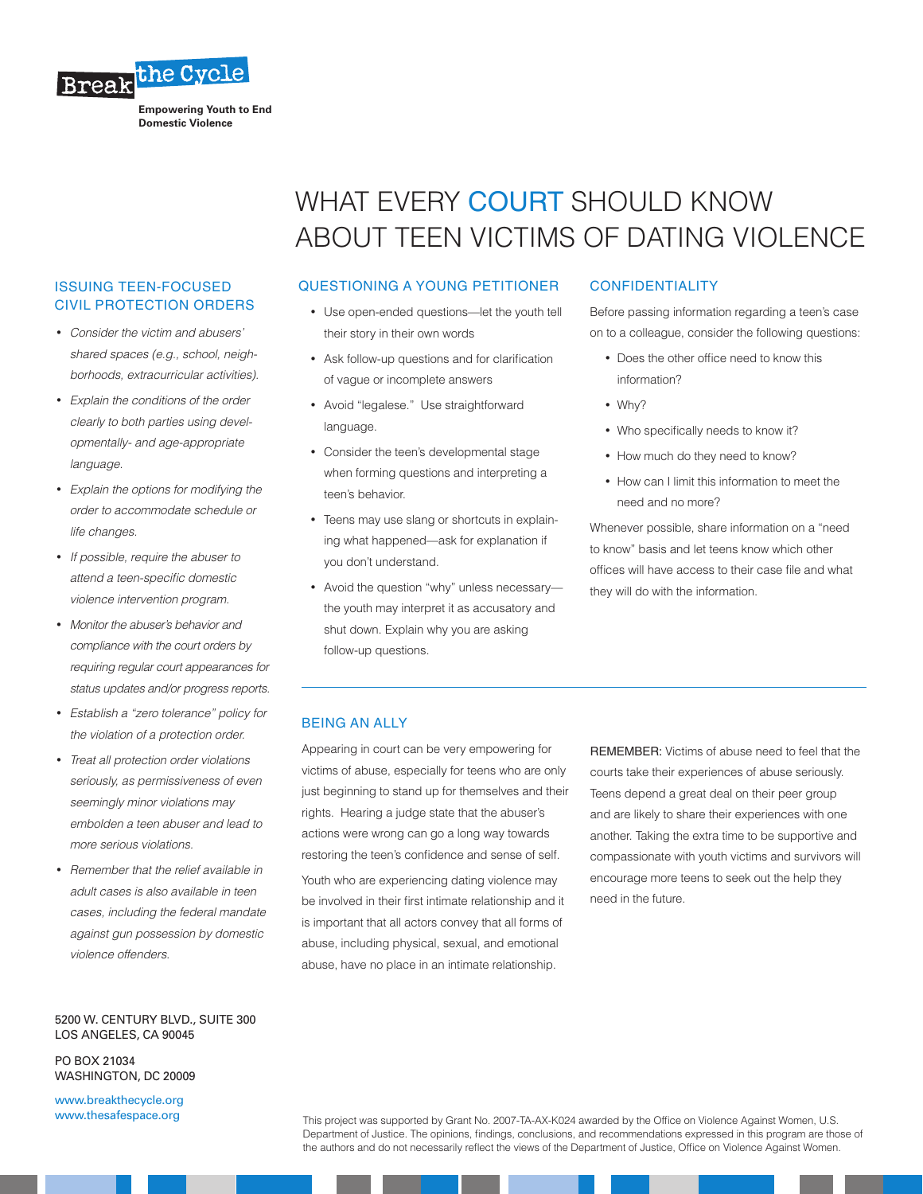Break the Cycle

**Empowering Youth to End Domestic Violence**

# WHAT EVERY COURT SHOULD KNOW ABOUT TEEN VICTIMS OF DATING VIOLENCE

## ISSUING TEEN-FOCUSED CIVIL PROTECTION ORDERS

- *Consider the victim and abusers' shared spaces (e.g., school, neighborhoods, extracurricular activities).*
- *Explain the conditions of the order clearly to both parties using developmentally- and age-appropriate language.*
- *Explain the options for modifying the order to accommodate schedule or life changes.*
- *If possible, require the abuser to attend a teen-specific domestic violence intervention program.*
- *Monitor the abuser's behavior and compliance with the court orders by requiring regular court appearances for status updates and/or progress reports.*
- *Establish a "zero tolerance" policy for the violation of a protection order.*
- *Treat all protection order violations seriously, as permissiveness of even seemingly minor violations may embolden a teen abuser and lead to more serious violations.*
- *Remember that the relief available in adult cases is also available in teen cases, including the federal mandate against gun possession by domestic violence offenders.*

## QUESTIONING A YOUNG PETITIONER

- Use open-ended questions—let the youth tell their story in their own words
- Ask follow-up questions and for clarification of vague or incomplete answers
- Avoid "legalese." Use straightforward language.
- Consider the teen's developmental stage when forming questions and interpreting a teen's behavior.
- Teens may use slang or shortcuts in explaining what happened—ask for explanation if you don't understand.
- Avoid the question "why" unless necessary—the youth may interpret it as accusatory and shut down. Explain why you are asking follow-up questions.

## CONFIDENTIALITY

Before passing information regarding a teen's case on to a colleague, consider the following questions:

- Does the other office need to know this information?
- Why?
- Who specifically needs to know it?
- How much do they need to know?
- How can I limit this information to meet the need and no more?

Whenever possible, share information on a "need to know" basis and let teens know which other offices will have access to their case file and what they will do with the information.

## BEING AN ALLY

Appearing in court can be very empowering for victims of abuse, especially for teens who are only just beginning to stand up for themselves and their rights. Hearing a judge state that the abuser's actions were wrong can go a long way towards restoring the teen's confidence and sense of self.

Youth who are experiencing dating violence may be involved in their first intimate relationship and it is important that all actors convey that all forms of abuse, including physical, sexual, and emotional abuse, have no place in an intimate relationship.

REMEMBER: Victims of abuse need to feel that the courts take their experiences of abuse seriously. Teens depend a great deal on their peer group and are likely to share their experiences with one another. Taking the extra time to be supportive and compassionate with youth victims and survivors will encourage more teens to seek out the help they need in the future.

5200 W. CENTURY BLVD., SUITE 300
LOS ANGELES, CA 90045

PO BOX 21034
WASHINGTON, DC 20009

www.breakthecycle.org
www.thesafespace.org

This project was supported by Grant No. 2007-TA-AX-K024 awarded by the Office on Violence Against Women, U.S. Department of Justice. The opinions, findings, conclusions, and recommendations expressed in this program are those of the authors and do not necessarily reflect the views of the Department of Justice, Office on Violence Against Women.